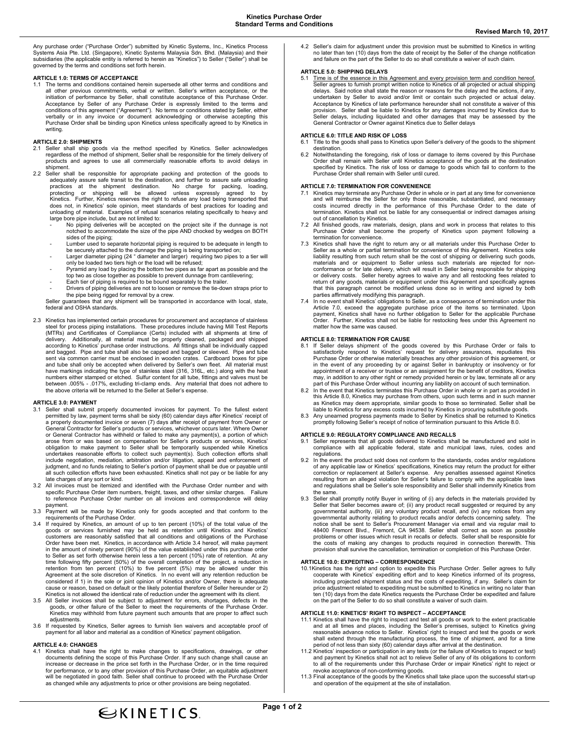# Kinetics Purchase Order
## Standard Terms and Conditions

**Revised March 10, 2017**

Any purchase order ("Purchase Order") submitted by Kinetic Systems, Inc., Kinetics Process Systems Asia Pte. Ltd. (Singapore), Kinetic Systems Malaysia Sdn. Bhd. (Malaysia) and their subsidiaries (the applicable entity is referred to herein as "Kinetics") to Seller ("Seller") shall be governed by the terms and conditions set forth herein.

### ARTICLE 1.0: TERMS OF ACCEPTANCE

1.1 The terms and conditions contained herein supersede all other terms and conditions and all other previous commitments, verbal or written. Seller's written acceptance, or the initiation of performance by Seller, shall constitute acceptance of this Purchase Order. Acceptance by Seller of any Purchase Order is expressly limited to the terms and conditions of this agreement ("Agreement"). No terms or conditions stated by Seller, either verbally or in any invoice or document acknowledging or otherwise accepting this Purchase Order shall be binding upon Kinetics unless specifically agreed to by Kinetics in writing.

### ARTICLE 2.0: SHIPMENTS

2.1 Seller shall ship goods via the method specified by Kinetics. Seller acknowledges regardless of the method of shipment, Seller shall be responsible for the timely delivery of products and agrees to use all commercially reasonable efforts to avoid delays in shipment.

2.2 Seller shall be responsible for appropriate packing and protection of the goods to adequately assure safe transit to the destination, and further to assure safe unloading practices at the shipment destination. No charge for packing, loading, protecting or shipping will be allowed unless expressly agreed to by Kinetics. Further, Kinetics reserves the right to refuse any load being transported that does not, in Kinetics' sole opinion, meet standards of best practices for loading and unloading of material. Examples of refusal scenarios relating specifically to heavy and large bore pipe include, but are not limited to:

- No piping deliveries will be accepted on the project site if the dunnage is not notched to accommodate the size of the pipe AND chocked by wedges on BOTH sides of the piping;
- Lumber used to separate horizontal piping is required to be adequate in length to be securely attached to the dunnage the piping is being transported on;
- Larger diameter piping (24 " diameter and larger) requiring two pipes to a tier will only be loaded two tiers high or the load will be refused;
- Pyramid any load by placing the bottom two pipes as far apart as possible and the top two as close together as possible to prevent dunnage from cantilevering;
- Each tier of piping is required to be bound separately to the trailer.
- Drivers of piping deliveries are not to loosen or remove the tie-down straps prior to the pipe being rigged for removal by a crew.

Seller guarantees that any shipment will be transported in accordance with local, state, federal and OSHA standards.

2.3 Kinetics has implemented certain procedures for procurement and acceptance of stainless steel for process piping installations. These procedures include having Mill Test Reports (MTRs) and Certificates of Compliance (Certs) included with all shipments at time of delivery. Additionally, all material must be properly cleaned, packaged and shipped according to Kinetics' purchase order instructions. All fittings shall be individually capped and bagged. Pipe and tube shall also be capped and bagged or sleeved. Pipe and tube sent via common carrier must be enclosed in wooden crates. Cardboard boxes for pipe and tube shall only be accepted when delivered by Seller's own fleet. All material must have markings indicating the type of stainless steel (316, 316L, etc.) along with the heat numbers either stamped or etched. Sulfur content for all tube, fittings and valves must be between .005% - .017%, excluding tri-clamp ends. Any material that does not adhere to the above criteria will be returned to the Seller at Seller's expense.

### ARTICLE 3.0: PAYMENT

3.1 Seller shall submit properly documented invoices for payment. To the fullest extent permitted by law, payment terms shall be sixty (60) calendar days after Kinetics' receipt of a properly documented invoice or seven (7) days after receipt of payment from Owner or General Contractor for Seller's products or services, whichever occurs later. Where Owner or General Contractor has withheld or failed to make any payment(s), a portion of which arose from or was based on compensation for Seller's products or services, Kinetics' obligation to make payment to Seller shall be temporarily suspended while Kinetics undertakes reasonable efforts to collect such payment(s). Such collection efforts shall include negotiation, mediation, arbitration and/or litigation, appeal and enforcement of judgment, and no funds relating to Seller's portion of payment shall be due or payable until all such collection efforts have been exhausted. Kinetics shall not pay or be liable for any late charges of any sort or kind.

3.2 All invoices must be itemized and identified with the Purchase Order number and with specific Purchase Order item numbers, freight, taxes, and other similar charges. Failure to reference Purchase Order number on all invoices and correspondence will delay payment.

3.3 Payment will be made by Kinetics only for goods accepted and that conform to the requirements of the Purchase Order.

3.4 If required by Kinetics, an amount of up to ten percent (10%) of the total value of the goods or services furnished may be held as retention until Kinetics and Kinetics' customers are reasonably satisfied that all conditions and obligations of the Purchase Order have been met. Kinetics, in accordance with Article 3.4 hereof, will make payment in the amount of ninety percent (90%) of the value established under this purchase order to Seller as set forth otherwise herein less a ten percent (10%) rate of retention. At any time following fifty percent (50%) of the overall completion of the project, a reduction in retention from ten percent (10%) to five percent (5%) may be allowed under this Agreement at the sole discretion of Kinetics. In no event will any retention reduction be considered if 1) in the sole or joint opinion of Kinetics and/or Owner, there is adequate cause or reason, based on default or the likely potential therefore of Seller hereunder or 2) Kinetics is not allowed the identical rate of reduction under the agreement with its client.

3.5 All Seller invoices shall be subject to adjustment for errors, shortages, defects in the goods, or other failure of the Seller to meet the requirements of the Purchase Order. Kinetics may withhold from future payment such amounts that are proper to affect such adjustments.

3.6 If requested by Kinetics, Seller agrees to furnish lien waivers and acceptable proof of payment for all labor and material as a condition of Kinetics' payment obligation.

### ARTICLE 4.0: CHANGES

4.1 Kinetics shall have the right to make changes to specifications, drawings, or other documents defining the scope of this Purchase Order. If any such change shall cause an increase or decrease in the price set forth in the Purchase Order, or in the time required for performance, or to any other provision of this Purchase Order, an equitable adjustment will be negotiated in good faith. Seller shall continue to proceed with the Purchase Order as changed while any adjustments to price or other provisions are being negotiated.

4.2 Seller's claim for adjustment under this provision must be submitted to Kinetics in writing no later than ten (10) days from the date of receipt by the Seller of the change notification and failure on the part of the Seller to do so shall constitute a waiver of such claim.

### ARTICLE 5.0: SHIPPING DELAYS

5.1 Time is of the essence in this Agreement and every provision term and condition hereof. Seller agrees to furnish prompt written notice to Kinetics of all projected or actual shipping delays. Said notice shall state the reason or reasons for the delay and the actions, if any, undertaken by Seller to avoid and/or limit or contain such projected or actual delay. Acceptance by Kinetics of late performance hereunder shall not constitute a waiver of this provision. Seller shall be liable to Kinetics for any damages incurred by Kinetics due to Seller delays, including liquidated and other damages that may be assessed by the General Contractor or Owner against Kinetics due to Seller delays

### ARTICLE 6.0: TITLE AND RISK OF LOSS

6.1 Title to the goods shall pass to Kinetics upon Seller's delivery of the goods to the shipment destination.

6.2 Notwithstanding the foregoing, risk of loss or damage to items covered by this Purchase Order shall remain with Seller until Kinetics acceptance of the goods at the destination specified by Kinetics. The risk of loss or damage to goods which fail to conform to the Purchase Order shall remain with Seller until cured.

### ARTICLE 7.0: TERMINATION FOR CONVENIENCE

7.1 Kinetics may terminate any Purchase Order in whole or in part at any time for convenience and will reimburse the Seller for only those reasonable, substantiated, and necessary costs incurred directly in the performance of this Purchase Order to the date of termination. Kinetics shall not be liable for any consequential or indirect damages arising out of cancellation by Kinetics.

7.2 All finished goods, raw materials, design, plans and work in process that relates to this Purchase Order shall become the property of Kinetics upon payment following a termination for convenience.

7.3 Kinetics shall have the right to return any or all materials under this Purchase Order to Seller as a whole or partial termination for convenience of this Agreement. Kinetics sole liability resulting from such return shall be the cost of shipping or delivering such goods, materials and or equipment to Seller unless such materials are rejected for non-conformance or for late delivery, which will result in Seller being responsible for shipping or delivery costs. Seller hereby agrees to waive any and all restocking fees related to return of any goods, materials or equipment under this Agreement and specifically agrees that this paragraph cannot be modified unless done so in writing and signed by both parties affirmatively modifying this paragraph.

7.4 In no event shall Kinetics' obligations to Seller, as a consequence of termination under this Article 7.0, exceed the aggregate purchase price of the items so terminated. Upon payment, Kinetics shall have no further obligation to Seller for the applicable Purchase Order. Further, Kinetics shall not be liable for restocking fees under this Agreement no matter how the same was caused.

### ARTICLE 8.0: TERMINATION FOR CAUSE

8.1 If Seller delays shipment of the goods covered by this Purchase Order or fails to satisfactorily respond to Kinetics' request for delivery assurances, repudiates this Purchase Order or otherwise materially breaches any other provision of this agreement, or in the event of any proceeding by or against Seller in bankruptcy or insolvency or for appointment of a receiver or trustee or an assignment for the benefit of creditors, Kinetics may, in addition to any other right or remedy provided herein or by law, terminate all or any part of this Purchase Order without incurring any liability on account of such termination.

8.2 In the event that Kinetics terminates this Purchase Order in whole or in part as provided in this Article 8.0, Kinetics may purchase from others, upon such terms and in such manner as Kinetics may deem appropriate, similar goods to those so terminated. Seller shall be liable to Kinetics for any excess costs incurred by Kinetics in procuring substitute goods.

8.3 Any unearned progress payments made to Seller by Kinetics shall be returned to Kinetics promptly following Seller's receipt of notice of termination pursuant to this Article 8.0.

### ARTICLE 9.0: REGULATORY COMPLIANCE AND RECALLS

9.1 Seller represents that all goods delivered to Kinetics shall be manufactured and sold in compliance with all applicable federal, state and municipal laws, rules, codes and regulations.

9.2 In the event the product sold does not conform to the standards, codes and/or regulations of any applicable law or Kinetics' specifications, Kinetics may return the product for either correction or replacement at Seller's expense. Any penalties assessed against Kinetics resulting from an alleged violation for Seller's failure to comply with the applicable laws and regulations shall be Seller's sole responsibility and Seller shall indemnify Kinetics from the same.

9.3 Seller shall promptly notify Buyer in writing of (i) any defects in the materials provided by Seller that Seller becomes aware of; (ii) any product recall suggested or required by any governmental authority, (iii) any voluntary product recall, and (iv) any notices from any governmental authority relating to product recalls and/or defects concerning safety. The notice shall be sent to Seller's Procurement Manager via email and via regular mail to 48400 Fremont Blvd., Fremont, CA 94538. Seller shall correct as soon as possible problems or other issues which result in recalls or defects. Seller shall be responsible for the costs of making any changes to products required in connection therewith. This provision shall survive the cancellation, termination or completion of this Purchase Order.

### ARTICLE 10.0: EXPEDITING – CORRESPONDENCE

10.1 Kinetics has the right and option to expedite this Purchase Order. Seller agrees to fully cooperate with Kinetics' expediting effort and to keep Kinetics informed of its progress, including projected shipment status and the costs of expediting, if any. Seller's claim for price adjustment related to expediting must be submitted to Kinetics in writing no later than ten (10) days from the date Kinetics requests the Purchase Order be expedited and failure on the part of the Seller to do so shall constitute a waiver of such claim.

### ARTICLE 11.0: KINETICS' RIGHT TO INSPECT – ACCEPTANCE

11.1 Kinetics shall have the right to inspect and test all goods or work to the extent practicable and at all times and places, including the Seller's premises, subject to Kinetics giving reasonable advance notice to Seller. Kinetics' right to inspect and test the goods or work shall extend through the manufacturing process, the time of shipment, and for a time period of not less than sixty (60) calendar days after arrival at the destination.

11.2 Kinetics' inspection or participation in any tests (or the failure of Kinetics to inspect or test) and payment by Kinetics shall not act to relieve Seller of any of its obligations to conform to all of the requirements under this Purchase Order or impair Kinetics' right to reject or revoke acceptance of non-conforming goods.

11.3 Final acceptance of the goods by the Kinetics shall take place upon the successful start-up and operation of the equipment at the site of installation.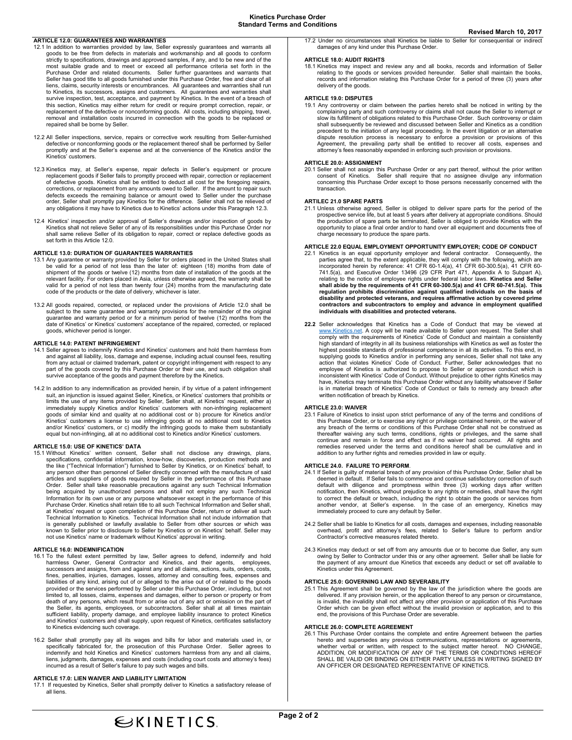# Kinetics Purchase Order
## Standard Terms and Conditions

Revised March 10, 2017

### ARTICLE 12.0: GUARANTEES AND WARRANTIES

12.1 In addition to warranties provided by law, Seller expressly guarantees and warrants all goods to be free from defects in materials and workmanship and all goods to conform strictly to specifications, drawings and approved samples, if any, and to be new and of the most suitable grade and to meet or exceed all performance criteria set forth in the Purchase Order and related documents. Seller further guarantees and warrants that Seller has good title to all goods furnished under this Purchase Order, free and clear of all liens, claims, security interests or encumbrances. All guarantees and warranties shall run to Kinetics, its successors, assigns and customers. All guarantees and warranties shall survive inspection, test, acceptance, and payment by Kinetics. In the event of a breach of this section, Kinetics may either return for credit or require prompt correction, repair, or replacement of the defective or nonconforming goods. All costs, including shipping, travel, removal and installation costs incurred in connection with the goods to be replaced or repaired shall be borne by Seller.

12.2 All Seller inspections, service, repairs or corrective work resulting from Seller-furnished defective or nonconforming goods or the replacement thereof shall be performed by Seller promptly and at the Seller's expense and at the convenience of the Kinetics and/or the Kinetics' customers.

12.3 Kinetics may, at Seller's expense, repair defects in Seller's equipment or procure replacement goods if Seller fails to promptly proceed with repair, correction or replacement of defective goods. Kinetics shall be entitled to deduct all cost for the foregoing repairs, corrections, or replacement from any amounts owed to Seller. If the amount to repair such defects exceeds the remaining balance or amount owed to Seller under the purchase order, Seller shall promptly pay Kinetics for the difference. Seller shall not be relieved of any obligations it may have to Kinetics due to Kinetics' actions under this Paragraph 12.3.

12.4 Kinetics' inspection and/or approval of Seller's drawings and/or inspection of goods by Kinetics shall not relieve Seller of any of its responsibilities under this Purchase Order nor shall same relieve Seller of its obligation to repair, correct or replace defective goods as set forth in this Article 12.0.

### ARTICLE 13.0: DURATION OF GUARANTEES WARRANTIES

13.1 Any guarantee or warranty provided by Seller for orders placed in the United States shall be valid for a period of not less than the later of: eighteen (18) months from date of shipment of the goods or twelve (12) months from date of installation of the goods at the relevant facility. For orders placed in Asia, unless otherwise agreed, the warranty shall be valid for a period of not less than twenty four (24) months from the manufacturing date code of the products or the date of delivery, whichever is later.

13.2 All goods repaired, corrected, or replaced under the provisions of Article 12.0 shall be subject to the same guarantee and warranty provisions for the remainder of the original guarantee and warranty period or for a minimum period of twelve (12) months from the date of Kinetics' or Kinetics' customers' acceptance of the repaired, corrected, or replaced goods, whichever period is longer.

### ARTICLE 14.0: PATENT INFRINGEMENT

14.1 Seller agrees to indemnify Kinetics and Kinetics' customers and hold them harmless from and against all liability, loss, damage and expense, including actual counsel fees, resulting from any actual or claimed trademark, patent or copyright infringement with respect to any part of the goods covered by this Purchase Order or their use, and such obligation shall survive acceptance of the goods and payment therefore by the Kinetics.

14.2 In addition to any indemnification as provided herein, if by virtue of a patent infringement suit, an injunction is issued against Seller, Kinetics, or Kinetics' customers that prohibits or limits the use of any items provided by Seller, Seller shall, at Kinetics' request, either a) immediately supply Kinetics and/or Kinetics' customers with non-infringing replacement goods of similar kind and quality at no additional cost or b) procure for Kinetics and/or Kinetics' customers a license to use infringing goods at no additional cost to Kinetics and/or Kinetics' customers, or c) modify the infringing goods to make them substantially equal but non-infringing, all at no additional cost to Kinetics and/or Kinetics' customers.

### ARTICLE 15.0: USE OF KINETICS' DATA

15.1 Without Kinetics' written consent, Seller shall not disclose any drawings, plans, specifications, confidential information, know-how, discoveries, production methods and the like ("Technical Information") furnished to Seller by Kinetics, or on Kinetics' behalf, to any person other than personnel of Seller directly concerned with the manufacture of said articles and suppliers of goods required by Seller in the performance of this Purchase Order. Seller shall take reasonable precautions against any such Technical Information being acquired by unauthorized persons and shall not employ any such Technical Information for its own use or any purpose whatsoever except in the performance of this Purchase Order. Kinetics shall retain title to all such Technical Information and Seller shall, at Kinetics' request or upon completion of this Purchase Order, return or deliver all such Technical Information to Kinetics. Technical Information shall not include information that is generally published or lawfully available to Seller from other sources or which was known to Seller prior to disclosure to Seller by Kinetics or on Kinetics' behalf. Seller may not use Kinetics' name or trademark without Kinetics' approval in writing.

### ARTICLE 16.0: INDEMNIFICATION

16.1 To the fullest extent permitted by law, Seller agrees to defend, indemnify and hold harmless Owner, General Contractor and Kinetics, and their agents, employees, successors and assigns, from and against any and all claims, actions, suits, orders, costs, fines, penalties, injuries, damages, losses, attorney and consulting fees, expenses and liabilities of any kind, arising out of or alleged to the arise out of or related to the goods provided or the services performed by Seller under this Purchase Order, including, but not limited to, all losses, claims, expenses and damages, either to person or property or from death of any persons, which result from or arise out of any act or omission on the part of the Seller, its agents, employees, or subcontractors. Seller shall at all times maintain sufficient liability, property damage, and employee liability insurance to protect Kinetics and Kinetics' customers and shall supply, upon request of Kinetics, certificates satisfactory to Kinetics evidencing such coverage.

16.2 Seller shall promptly pay all its wages and bills for labor and materials used in, or specifically fabricated for, the prosecution of this Purchase Order. Seller agrees to indemnify and hold Kinetics and Kinetics' customers harmless from any and all claims, liens, judgments, damages, expenses and costs (including court costs and attorney's fees) incurred as a result of Seller's failure to pay such wages and bills.

### ARTICLE 17.0: LIEN WAIVER AND LIABILITY LIMITATION

17.1 If requested by Kinetics, Seller shall promptly deliver to Kinetics a satisfactory release of all liens.

17.2 Under no circumstances shall Kinetics be liable to Seller for consequential or indirect damages of any kind under this Purchase Order.

### ARTICLE 18.0: AUDIT RIGHTS

18.1 Kinetics may inspect and review any and all books, records and information of Seller relating to the goods or services provided hereunder. Seller shall maintain the books, records and information relating this Purchase Order for a period of three (3) years after delivery of the goods.

### ARTICLE 19.0: DISPUTES

19.1 Any controversy or claim between the parties hereto shall be noticed in writing by the complaining party and such controversy or claims shall not cause the Seller to interrupt or slow its fulfillment of obligations related to this Purchase Order. Such controversy or claim shall subsequently be reviewed and discussed between Seller and Kinetics as a condition precedent to the initiation of any legal proceeding. In the event litigation or an alternative dispute resolution process is necessary to enforce a provision or provisions of this Agreement, the prevailing party shall be entitled to recover all costs, expenses and attorney's fees reasonably expended in enforcing such provision or provisions.

### ARTICLE 20.0: ASSIGNMENT

20.1 Seller shall not assign this Purchase Order or any part thereof, without the prior written consent of Kinetics. Seller shall require that no assignee divulge any information concerning this Purchase Order except to those persons necessarily concerned with the transaction.

### ARTILEC 21.0 SPARE PARTS

21.1 Unless otherwise agreed, Seller is obliged to deliver spare parts for the period of the prospective service life, but at least 5 years after delivery at appropriate conditions. Should the production of spare parts be terminated, Seller is obliged to provide Kinetics with the opportunity to place a final order and/or to hand over all equipment and documents free of charge necessary to produce the spare parts.

### ARTICLE 22.0 EQUAL EMPLOYMENT OPPORTUNITY EMPLOYER; CODE OF CONDUCT

22.1 Kinetics is an equal opportunity employer and federal contractor. Consequently, the parties agree that, to the extent applicable, they will comply with the following, which are incorporated herein by reference: 41 CFR 60-1.4(a), 41 CFR 60-300.5(a), 41 CFR 60-741.5(a), and Executive Order 13496 (29 CFR Part 471, Appendix A to Subpart A), relating to the notice of employee rights under federal labor laws. **Kinetics and Seller shall abide by the requirements of 41 CFR 60-300.5(a) and 41 CFR 60-741.5(a). This regulation prohibits discrimination against qualified individuals on the basis of disability and protected veterans, and requires affirmative action by covered prime contractors and subcontractors to employ and advance in employment qualified individuals with disabilities and protected veterans.**

**22.2** Seller acknowledges that Kinetics has a Code of Conduct that may be viewed at www.Kinetics.net. A copy will be made available to Seller upon request. The Seller shall comply with the requirements of Kinetics' Code of Conduct and maintain a consistently high standard of integrity in all its business relationships with Kinetics as well as foster the highest possible standards of professional competence in all its activities. To this end, in supplying goods to Kinetics and/or in performing any services, Seller shall not take any action that violates Kinetics' Code of Conduct. Further, Seller acknowledges that no employee of Kinetics is authorized to propose to Seller or approve conduct which is inconsistent with Kinetics' Code of Conduct. Without prejudice to other rights Kinetics may have, Kinetics may terminate this Purchase Order without any liability whatsoever if Seller is in material breach of Kinetics' Code of Conduct or fails to remedy any breach after written notification of breach by Kinetics.

### ARTICLE 23.0: WAIVER

23.1 Failure of Kinetics to insist upon strict performance of any of the terms and conditions of this Purchase Order, or to exercise any right or privilege contained herein, or the waiver of any breach of the terms or conditions of this Purchase Order shall not be construed as thereafter waiving any such terms, conditions, rights or privileges, and the same shall continue and remain in force and effect as if no waiver had occurred. All rights and remedies reserved under the terms and conditions hereof shall be cumulative and in addition to any further rights and remedies provided in law or equity.

### ARTICLE 24.0. FAILURE TO PERFORM.

24.1 If Seller is guilty of material breach of any provision of this Purchase Order, Seller shall be deemed in default. If Seller fails to commence and continue satisfactory correction of such default with diligence and promptness within three (3) working days after written notification, then Kinetics, without prejudice to any rights or remedies, shall have the right to correct the default or breach, including the right to obtain the goods or services from another vendor, at Seller's expense. In the case of an emergency, Kinetics may immediately proceed to cure any default by Seller.

24.2 Seller shall be liable to Kinetics for all costs, damages and expenses, including reasonable overhead, profit and attorney's fees, related to Seller's failure to perform and/or Contractor's corrective measures related thereto.

24.3 Kinetics may deduct or set off from any amounts due or to become due Seller, any sum owing by Seller to Contractor under this or any other agreement. Seller shall be liable for the payment of any amount due Kinetics that exceeds any deduct or set off available to Kinetics under this Agreement.

### ARTICLE 25.0: GOVERNING LAW AND SEVERABILITY

25.1 This Agreement shall be governed by the law of the jurisdiction where the goods are delivered. If any provision herein, or the application thereof to any person or circumstance, is invalid, the invalidity shall not affect any other provision or application of this Purchase Order which can be given effect without the invalid provision or application, and to this end, the provisions of this Purchase Order are severable.

### ARTICLE 26.0: COMPLETE AGREEMENT

26.1 This Purchase Order contains the complete and entire Agreement between the parties hereto and supersedes any previous communications, representations or agreements, whether verbal or written, with respect to the subject matter hereof. NO CHANGE, ADDITION, OR MODIFICATION OF ANY OF THE TERMS OR CONDITIONS HEREOF SHALL BE VALID OR BINDING ON EITHER PARTY UNLESS IN WRITING SIGNED BY AN OFFICER OR DESIGNATED REPRESENTATIVE OF KINETICS.